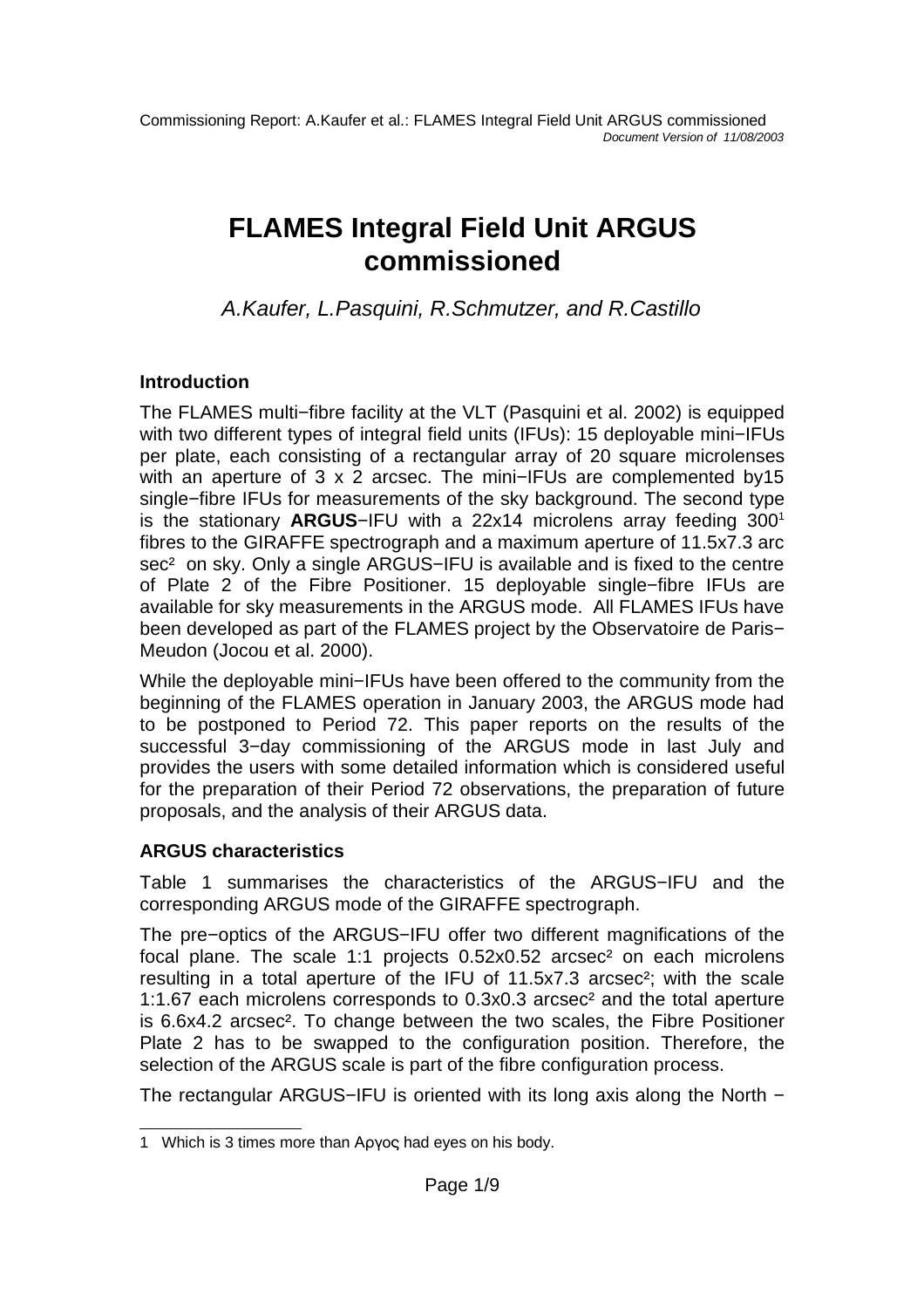# FLAMES Integral Field Unit ARGUS commissioned

*A.Kaufer, L.Pasquini, R.Schmutzer, and R.Castillo*

### Introduction

The FLAMES multi−fibre facility at the VLT (Pasquini et al. 2002) is equipped with two different types of integral field units (IFUs): 15 deployable mini−IFUs per plate, each consisting of a rectangular array of 20 square microlenses with an aperture of 3 x 2 arcsec. The mini−IFUs are complemented by15 single−fibre IFUs for measurements of the sky background. The second type is the stationary **ARGUS**−IFU with a 22x14 microlens array feeding 300[1] fibres to the GIRAFFE spectrograph and a maximum aperture of 11.5x7.3 arc sec² on sky. Only a single ARGUS−IFU is available and is fixed to the centre of Plate 2 of the Fibre Positioner. 15 deployable single−fibre IFUs are available for sky measurements in the ARGUS mode. All FLAMES IFUs have been developed as part of the FLAMES project by the Observatoire de Paris−Meudon (Jocou et al. 2000).

While the deployable mini−IFUs have been offered to the community from the beginning of the FLAMES operation in January 2003, the ARGUS mode had to be postponed to Period 72. This paper reports on the results of the successful 3−day commissioning of the ARGUS mode in last July and provides the users with some detailed information which is considered useful for the preparation of their Period 72 observations, the preparation of future proposals, and the analysis of their ARGUS data.

### ARGUS characteristics

Table 1 summarises the characteristics of the ARGUS−IFU and the corresponding ARGUS mode of the GIRAFFE spectrograph.

The pre−optics of the ARGUS−IFU offer two different magnifications of the focal plane. The scale 1:1 projects 0.52x0.52 arcsec² on each microlens resulting in a total aperture of the IFU of 11.5x7.3 arcsec²; with the scale 1:1.67 each microlens corresponds to 0.3x0.3 arcsec² and the total aperture is 6.6x4.2 arcsec². To change between the two scales, the Fibre Positioner Plate 2 has to be swapped to the configuration position. Therefore, the selection of the ARGUS scale is part of the fibre configuration process.

The rectangular ARGUS−IFU is oriented with its long axis along the North −

[1] Which is 3 times more than Αργος had eyes on his body.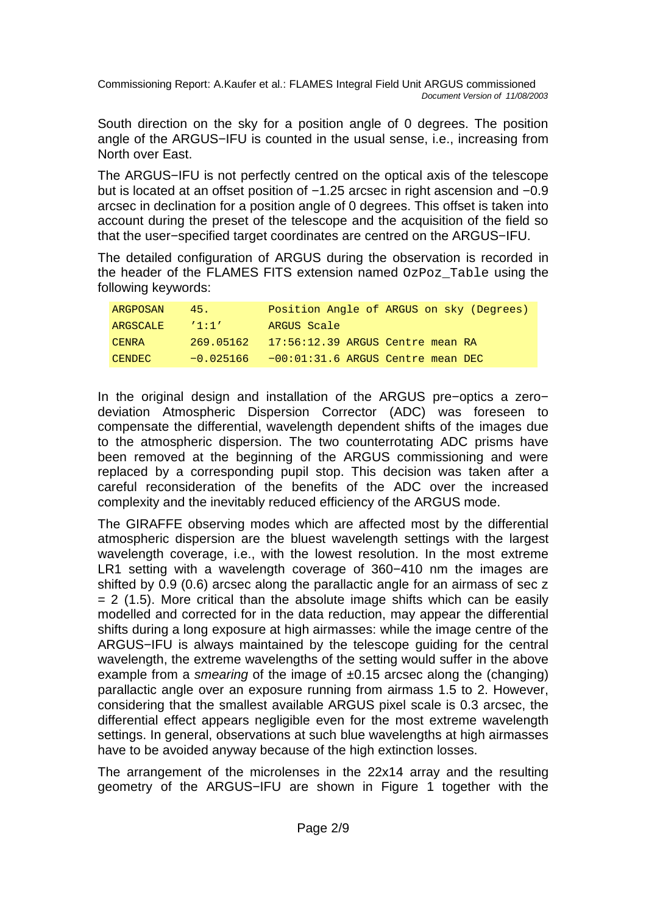South direction on the sky for a position angle of 0 degrees. The position angle of the ARGUS−IFU is counted in the usual sense, i.e., increasing from North over East.

The ARGUS−IFU is not perfectly centred on the optical axis of the telescope but is located at an offset position of −1.25 arcsec in right ascension and −0.9 arcsec in declination for a position angle of 0 degrees. This offset is taken into account during the preset of the telescope and the acquisition of the field so that the user−specified target coordinates are centred on the ARGUS−IFU.

The detailed configuration of ARGUS during the observation is recorded in the header of the FLAMES FITS extension named `OzPoz_Table` using the following keywords:

```
ARGPOSAN    45.          Position Angle of ARGUS on sky (Degrees)
ARGSCALE    '1:1'        ARGUS Scale
CENRA       269.05162    17:56:12.39 ARGUS Centre mean RA
CENDEC      −0.025166    −00:01:31.6 ARGUS Centre mean DEC
```

In the original design and installation of the ARGUS pre−optics a zero−deviation Atmospheric Dispersion Corrector (ADC) was foreseen to compensate the differential, wavelength dependent shifts of the images due to the atmospheric dispersion. The two counterrotating ADC prisms have been removed at the beginning of the ARGUS commissioning and were replaced by a corresponding pupil stop. This decision was taken after a careful reconsideration of the benefits of the ADC over the increased complexity and the inevitably reduced efficiency of the ARGUS mode.

The GIRAFFE observing modes which are affected most by the differential atmospheric dispersion are the bluest wavelength settings with the largest wavelength coverage, i.e., with the lowest resolution. In the most extreme LR1 setting with a wavelength coverage of 360−410 nm the images are shifted by 0.9 (0.6) arcsec along the parallactic angle for an airmass of sec z = 2 (1.5). More critical than the absolute image shifts which can be easily modelled and corrected for in the data reduction, may appear the differential shifts during a long exposure at high airmasses: while the image centre of the ARGUS−IFU is always maintained by the telescope guiding for the central wavelength, the extreme wavelengths of the setting would suffer in the above example from a *smearing* of the image of ±0.15 arcsec along the (changing) parallactic angle over an exposure running from airmass 1.5 to 2. However, considering that the smallest available ARGUS pixel scale is 0.3 arcsec, the differential effect appears negligible even for the most extreme wavelength settings. In general, observations at such blue wavelengths at high airmasses have to be avoided anyway because of the high extinction losses.

The arrangement of the microlenses in the 22x14 array and the resulting geometry of the ARGUS−IFU are shown in Figure 1 together with the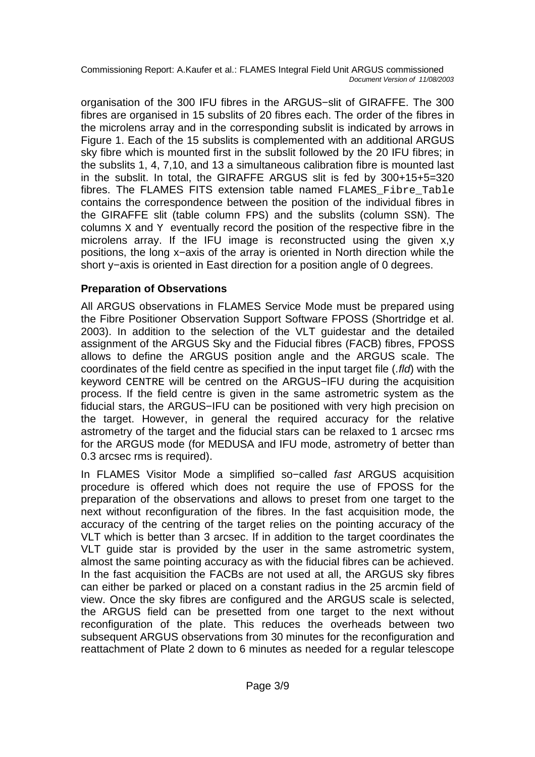organisation of the 300 IFU fibres in the ARGUS−slit of GIRAFFE. The 300 fibres are organised in 15 subslits of 20 fibres each. The order of the fibres in the microlens array and in the corresponding subslit is indicated by arrows in Figure 1. Each of the 15 subslits is complemented with an additional ARGUS sky fibre which is mounted first in the subslit followed by the 20 IFU fibres; in the subslits 1, 4, 7,10, and 13 a simultaneous calibration fibre is mounted last in the subslit. In total, the GIRAFFE ARGUS slit is fed by 300+15+5=320 fibres. The FLAMES FITS extension table named `FLAMES_Fibre_Table` contains the correspondence between the position of the individual fibres in the GIRAFFE slit (table column `FPS`) and the subslits (column `SSN`). The columns `X` and `Y` eventually record the position of the respective fibre in the microlens array. If the IFU image is reconstructed using the given x,y positions, the long x−axis of the array is oriented in North direction while the short y−axis is oriented in East direction for a position angle of 0 degrees.

### Preparation of Observations

All ARGUS observations in FLAMES Service Mode must be prepared using the Fibre Positioner Observation Support Software FPOSS (Shortridge et al. 2003). In addition to the selection of the VLT guidestar and the detailed assignment of the ARGUS Sky and the Fiducial fibres (FACB) fibres, FPOSS allows to define the ARGUS position angle and the ARGUS scale. The coordinates of the field centre as specified in the input target file (*.fld*) with the keyword `CENTRE` will be centred on the ARGUS−IFU during the acquisition process. If the field centre is given in the same astrometric system as the fiducial stars, the ARGUS−IFU can be positioned with very high precision on the target. However, in general the required accuracy for the relative astrometry of the target and the fiducial stars can be relaxed to 1 arcsec rms for the ARGUS mode (for MEDUSA and IFU mode, astrometry of better than 0.3 arcsec rms is required).

In FLAMES Visitor Mode a simplified so−called *fast* ARGUS acquisition procedure is offered which does not require the use of FPOSS for the preparation of the observations and allows to preset from one target to the next without reconfiguration of the fibres. In the fast acquisition mode, the accuracy of the centring of the target relies on the pointing accuracy of the VLT which is better than 3 arcsec. If in addition to the target coordinates the VLT guide star is provided by the user in the same astrometric system, almost the same pointing accuracy as with the fiducial fibres can be achieved. In the fast acquisition the FACBs are not used at all, the ARGUS sky fibres can either be parked or placed on a constant radius in the 25 arcmin field of view. Once the sky fibres are configured and the ARGUS scale is selected, the ARGUS field can be presetted from one target to the next without reconfiguration of the plate. This reduces the overheads between two subsequent ARGUS observations from 30 minutes for the reconfiguration and reattachment of Plate 2 down to 6 minutes as needed for a regular telescope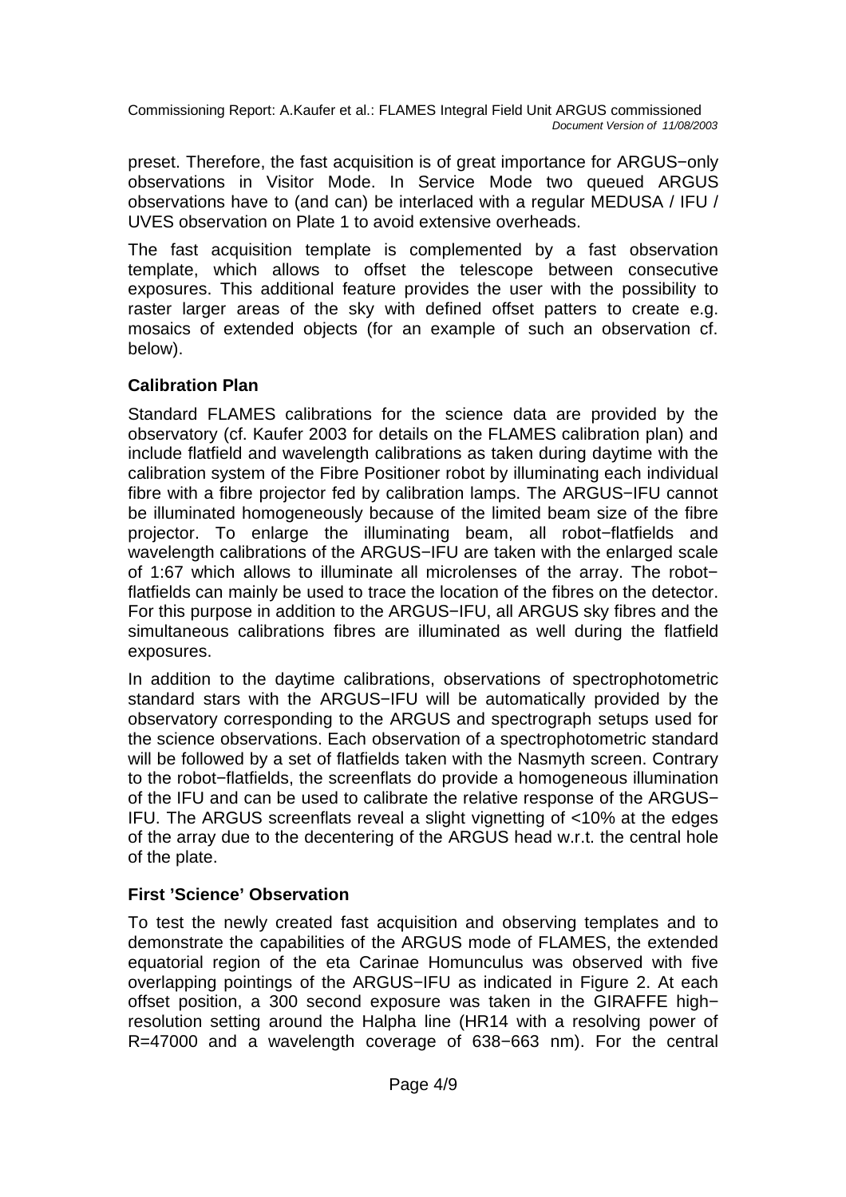preset. Therefore, the fast acquisition is of great importance for ARGUS−only observations in Visitor Mode. In Service Mode two queued ARGUS observations have to (and can) be interlaced with a regular MEDUSA / IFU / UVES observation on Plate 1 to avoid extensive overheads.

The fast acquisition template is complemented by a fast observation template, which allows to offset the telescope between consecutive exposures. This additional feature provides the user with the possibility to raster larger areas of the sky with defined offset patters to create e.g. mosaics of extended objects (for an example of such an observation cf. below).

### Calibration Plan

Standard FLAMES calibrations for the science data are provided by the observatory (cf. Kaufer 2003 for details on the FLAMES calibration plan) and include flatfield and wavelength calibrations as taken during daytime with the calibration system of the Fibre Positioner robot by illuminating each individual fibre with a fibre projector fed by calibration lamps. The ARGUS−IFU cannot be illuminated homogeneously because of the limited beam size of the fibre projector. To enlarge the illuminating beam, all robot−flatfields and wavelength calibrations of the ARGUS−IFU are taken with the enlarged scale of 1:67 which allows to illuminate all microlenses of the array. The robot−flatfields can mainly be used to trace the location of the fibres on the detector. For this purpose in addition to the ARGUS−IFU, all ARGUS sky fibres and the simultaneous calibrations fibres are illuminated as well during the flatfield exposures.

In addition to the daytime calibrations, observations of spectrophotometric standard stars with the ARGUS−IFU will be automatically provided by the observatory corresponding to the ARGUS and spectrograph setups used for the science observations. Each observation of a spectrophotometric standard will be followed by a set of flatfields taken with the Nasmyth screen. Contrary to the robot−flatfields, the screenflats do provide a homogeneous illumination of the IFU and can be used to calibrate the relative response of the ARGUS−IFU. The ARGUS screenflats reveal a slight vignetting of <10% at the edges of the array due to the decentering of the ARGUS head w.r.t. the central hole of the plate.

### First 'Science' Observation

To test the newly created fast acquisition and observing templates and to demonstrate the capabilities of the ARGUS mode of FLAMES, the extended equatorial region of the eta Carinae Homunculus was observed with five overlapping pointings of the ARGUS−IFU as indicated in Figure 2. At each offset position, a 300 second exposure was taken in the GIRAFFE high−resolution setting around the Halpha line (HR14 with a resolving power of R=47000 and a wavelength coverage of 638−663 nm). For the central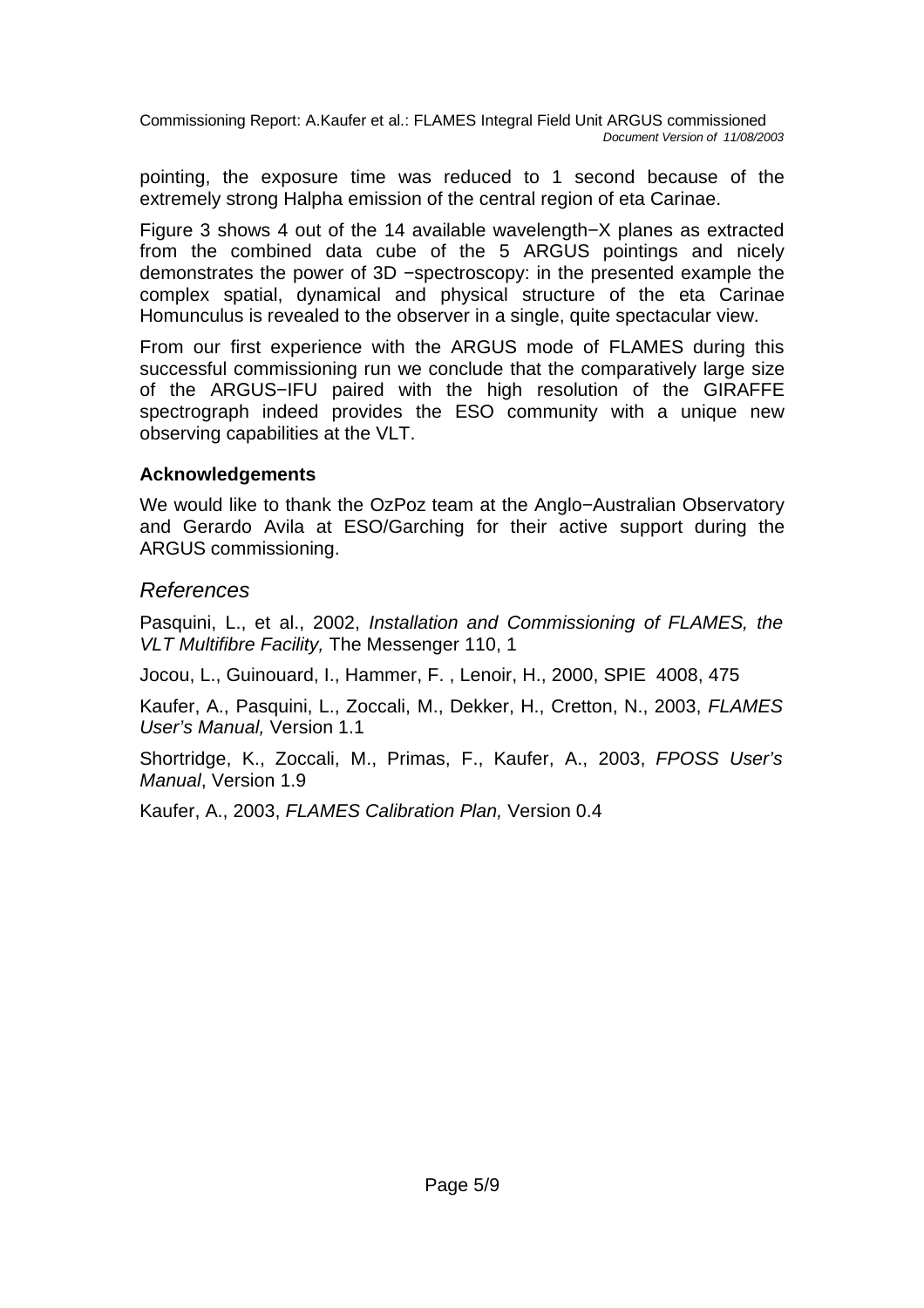pointing, the exposure time was reduced to 1 second because of the extremely strong Halpha emission of the central region of eta Carinae.

Figure 3 shows 4 out of the 14 available wavelength−X planes as extracted from the combined data cube of the 5 ARGUS pointings and nicely demonstrates the power of 3D −spectroscopy: in the presented example the complex spatial, dynamical and physical structure of the eta Carinae Homunculus is revealed to the observer in a single, quite spectacular view.

From our first experience with the ARGUS mode of FLAMES during this successful commissioning run we conclude that the comparatively large size of the ARGUS−IFU paired with the high resolution of the GIRAFFE spectrograph indeed provides the ESO community with a unique new observing capabilities at the VLT.

### Acknowledgements

We would like to thank the OzPoz team at the Anglo−Australian Observatory and Gerardo Avila at ESO/Garching for their active support during the ARGUS commissioning.

## *References*

Pasquini, L., et al., 2002, *Installation and Commissioning of FLAMES, the VLT Multifibre Facility,* The Messenger 110, 1

Jocou, L., Guinouard, I., Hammer, F. , Lenoir, H., 2000, SPIE 4008, 475

Kaufer, A., Pasquini, L., Zoccali, M., Dekker, H., Cretton, N., 2003, *FLAMES User's Manual,* Version 1.1

Shortridge, K., Zoccali, M., Primas, F., Kaufer, A., 2003, *FPOSS User's Manual*, Version 1.9

Kaufer, A., 2003, *FLAMES Calibration Plan,* Version 0.4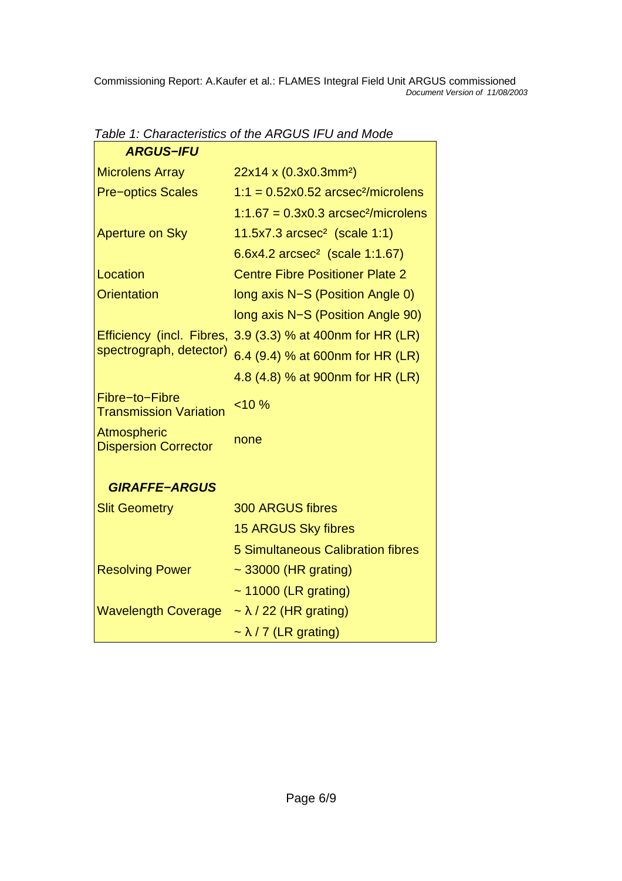*Table 1: Characteristics of the ARGUS IFU and Mode*

| ***ARGUS−IFU*** | |
|---|---|
| Microlens Array | 22x14 x (0.3x0.3mm²) |
| Pre−optics Scales | 1:1 = 0.52x0.52 arcsec²/microlens |
| | 1:1.67 = 0.3x0.3 arcsec²/microlens |
| Aperture on Sky | 11.5x7.3 arcsec² (scale 1:1) |
| | 6.6x4.2 arcsec² (scale 1:1.67) |
| Location | Centre Fibre Positioner Plate 2 |
| Orientation | long axis N−S (Position Angle 0) |
| | long axis N−S (Position Angle 90) |
| Efficiency (incl. Fibres, spectrograph, detector) | 3.9 (3.3) % at 400nm for HR (LR) |
| | 6.4 (9.4) % at 600nm for HR (LR) |
| | 4.8 (4.8) % at 900nm for HR (LR) |
| Fibre−to−Fibre Transmission Variation | <10 % |
| Atmospheric Dispersion Corrector | none |
| | |
| ***GIRAFFE−ARGUS*** | |
| Slit Geometry | 300 ARGUS fibres |
| | 15 ARGUS Sky fibres |
| | 5 Simultaneous Calibration fibres |
| Resolving Power | ~ 33000 (HR grating) |
| | ~ 11000 (LR grating) |
| Wavelength Coverage | ~ λ / 22 (HR grating) |
| | ~ λ / 7 (LR grating) |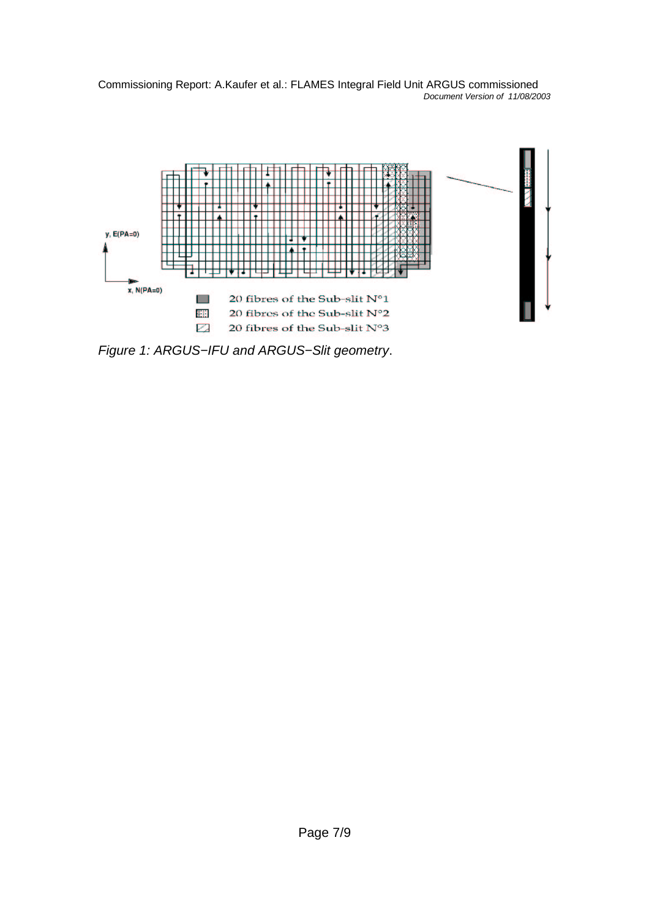y, E(PA=0)

x, N(PA=0)

20 fibres of the Sub-slit N°1

20 fibres of the Sub-slit N°2

20 fibres of the Sub-slit N°3

*Figure 1: ARGUS−IFU and ARGUS−Slit geometry*.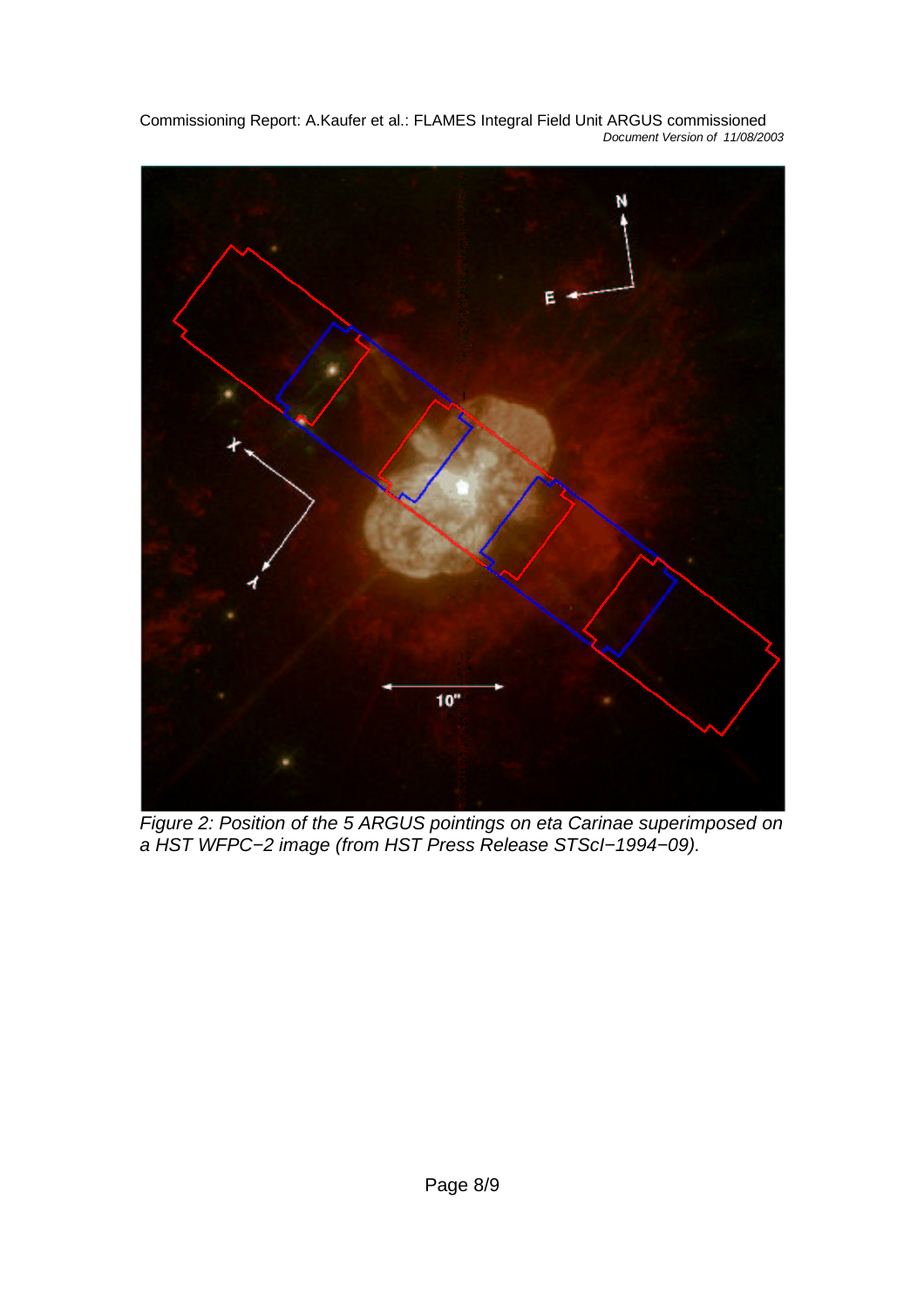*Figure 2: Position of the 5 ARGUS pointings on eta Carinae superimposed on a HST WFPC−2 image (from HST Press Release STScI−1994−09).*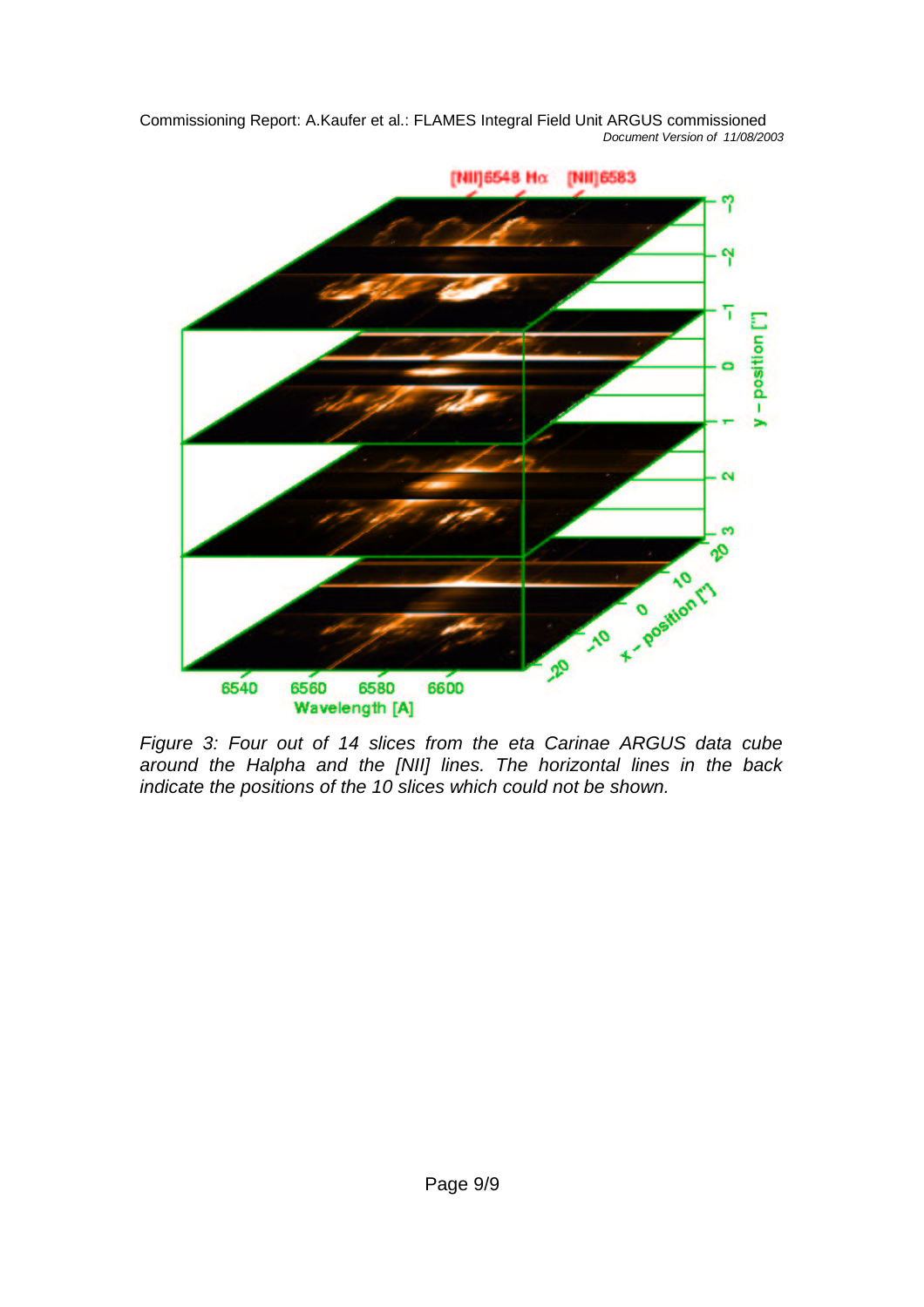[NII]6548 Hα [NII]6583

-3
-2
-1
0
1
2
3
y – position ["]

20
10
0
-10
-20
x – position ["]

6540 6560 6580 6600
Wavelength [A]

*Figure 3: Four out of 14 slices from the eta Carinae ARGUS data cube around the Halpha and the [NII] lines. The horizontal lines in the back indicate the positions of the 10 slices which could not be shown.*